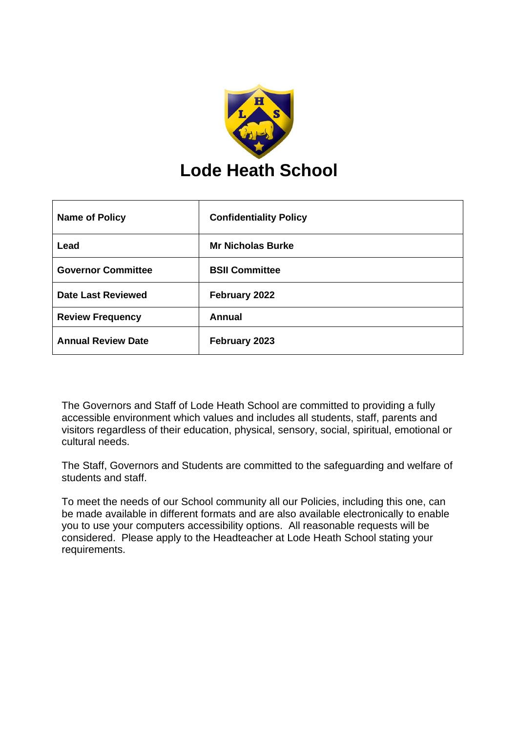# Lode Heath School

| Name of Policy | Confidentiality Policy |
| --- | --- |
| Lead | Mr Nicholas Burke |
| Governor Committee | BSII Committee |
| Date Last Reviewed | February 2022 |
| Review Frequency | Annual |
| Annual Review Date | February 2023 |

The Governors and Staff of Lode Heath School are committed to providing a fully accessible environment which values and includes all students, staff, parents and visitors regardless of their education, physical, sensory, social, spiritual, emotional or cultural needs.

The Staff, Governors and Students are committed to the safeguarding and welfare of students and staff.

To meet the needs of our School community all our Policies, including this one, can be made available in different formats and are also available electronically to enable you to use your computers accessibility options. All reasonable requests will be considered. Please apply to the Headteacher at Lode Heath School stating your requirements.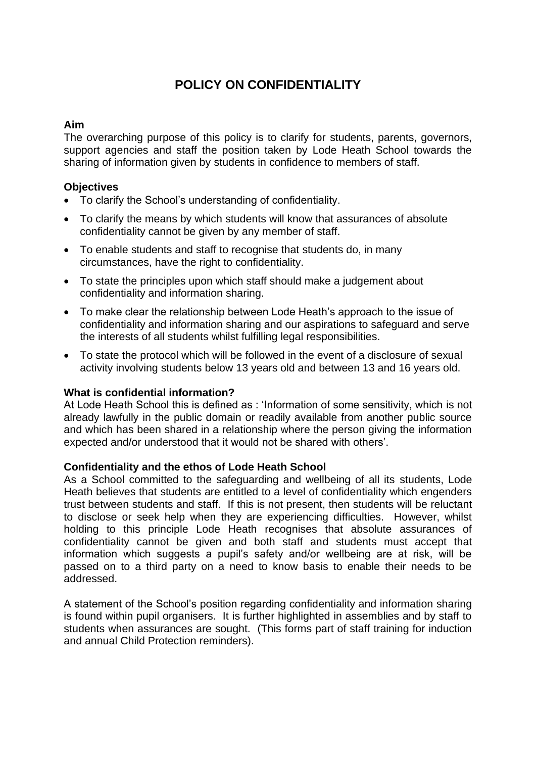# POLICY ON CONFIDENTIALITY

**Aim**

The overarching purpose of this policy is to clarify for students, parents, governors, support agencies and staff the position taken by Lode Heath School towards the sharing of information given by students in confidence to members of staff.

**Objectives**

- To clarify the School's understanding of confidentiality.
- To clarify the means by which students will know that assurances of absolute confidentiality cannot be given by any member of staff.
- To enable students and staff to recognise that students do, in many circumstances, have the right to confidentiality.
- To state the principles upon which staff should make a judgement about confidentiality and information sharing.
- To make clear the relationship between Lode Heath's approach to the issue of confidentiality and information sharing and our aspirations to safeguard and serve the interests of all students whilst fulfilling legal responsibilities.
- To state the protocol which will be followed in the event of a disclosure of sexual activity involving students below 13 years old and between 13 and 16 years old.

**What is confidential information?**

At Lode Heath School this is defined as : 'Information of some sensitivity, which is not already lawfully in the public domain or readily available from another public source and which has been shared in a relationship where the person giving the information expected and/or understood that it would not be shared with others'.

**Confidentiality and the ethos of Lode Heath School**

As a School committed to the safeguarding and wellbeing of all its students, Lode Heath believes that students are entitled to a level of confidentiality which engenders trust between students and staff. If this is not present, then students will be reluctant to disclose or seek help when they are experiencing difficulties. However, whilst holding to this principle Lode Heath recognises that absolute assurances of confidentiality cannot be given and both staff and students must accept that information which suggests a pupil's safety and/or wellbeing are at risk, will be passed on to a third party on a need to know basis to enable their needs to be addressed.

A statement of the School's position regarding confidentiality and information sharing is found within pupil organisers. It is further highlighted in assemblies and by staff to students when assurances are sought. (This forms part of staff training for induction and annual Child Protection reminders).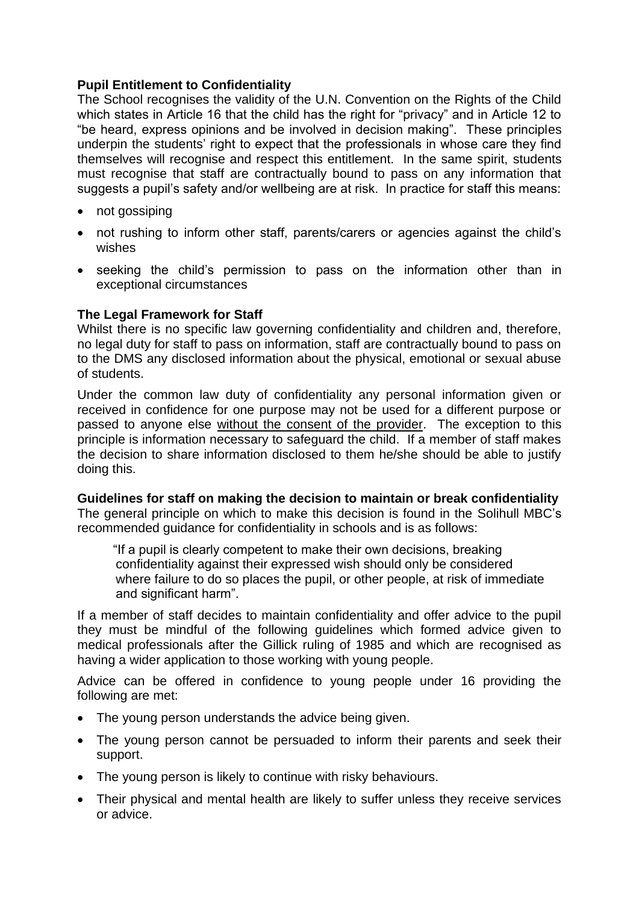**Pupil Entitlement to Confidentiality**

The School recognises the validity of the U.N. Convention on the Rights of the Child which states in Article 16 that the child has the right for "privacy" and in Article 12 to "be heard, express opinions and be involved in decision making". These principles underpin the students' right to expect that the professionals in whose care they find themselves will recognise and respect this entitlement. In the same spirit, students must recognise that staff are contractually bound to pass on any information that suggests a pupil's safety and/or wellbeing are at risk. In practice for staff this means:

- not gossiping
- not rushing to inform other staff, parents/carers or agencies against the child's wishes
- seeking the child's permission to pass on the information other than in exceptional circumstances

**The Legal Framework for Staff**

Whilst there is no specific law governing confidentiality and children and, therefore, no legal duty for staff to pass on information, staff are contractually bound to pass on to the DMS any disclosed information about the physical, emotional or sexual abuse of students.

Under the common law duty of confidentiality any personal information given or received in confidence for one purpose may not be used for a different purpose or passed to anyone else <u>without the consent of the provider</u>. The exception to this principle is information necessary to safeguard the child. If a member of staff makes the decision to share information disclosed to them he/she should be able to justify doing this.

**Guidelines for staff on making the decision to maintain or break confidentiality**

The general principle on which to make this decision is found in the Solihull MBC's recommended guidance for confidentiality in schools and is as follows:

> "If a pupil is clearly competent to make their own decisions, breaking confidentiality against their expressed wish should only be considered where failure to do so places the pupil, or other people, at risk of immediate and significant harm".

If a member of staff decides to maintain confidentiality and offer advice to the pupil they must be mindful of the following guidelines which formed advice given to medical professionals after the Gillick ruling of 1985 and which are recognised as having a wider application to those working with young people.

Advice can be offered in confidence to young people under 16 providing the following are met:

- The young person understands the advice being given.
- The young person cannot be persuaded to inform their parents and seek their support.
- The young person is likely to continue with risky behaviours.
- Their physical and mental health are likely to suffer unless they receive services or advice.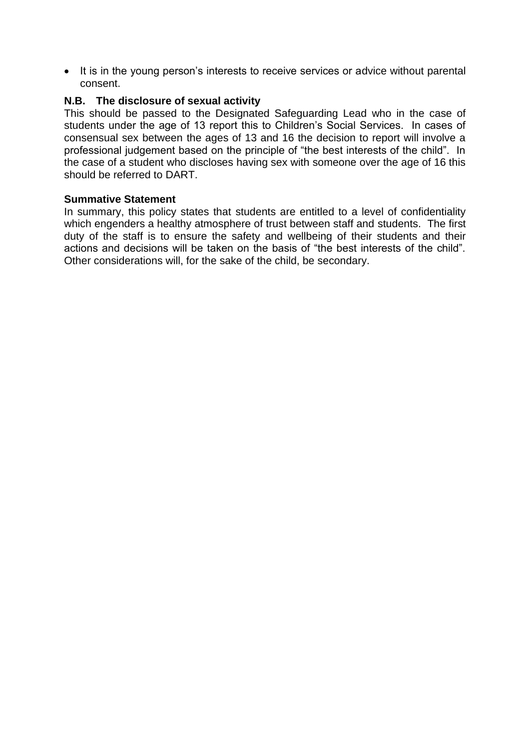- It is in the young person's interests to receive services or advice without parental consent.

**N.B. The disclosure of sexual activity**

This should be passed to the Designated Safeguarding Lead who in the case of students under the age of 13 report this to Children's Social Services. In cases of consensual sex between the ages of 13 and 16 the decision to report will involve a professional judgement based on the principle of "the best interests of the child". In the case of a student who discloses having sex with someone over the age of 16 this should be referred to DART.

**Summative Statement**

In summary, this policy states that students are entitled to a level of confidentiality which engenders a healthy atmosphere of trust between staff and students. The first duty of the staff is to ensure the safety and wellbeing of their students and their actions and decisions will be taken on the basis of "the best interests of the child". Other considerations will, for the sake of the child, be secondary.